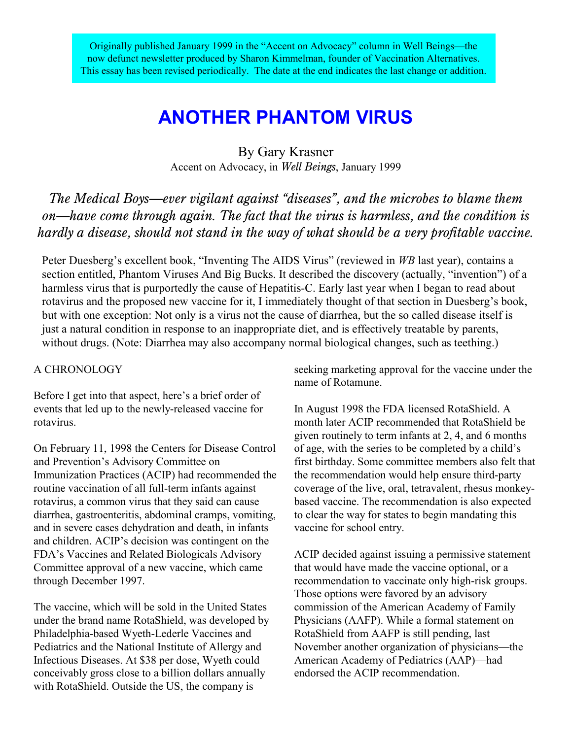Originally published January 1999 in the "Accent on Advocacy" column in Well Beings—the now defunct newsletter produced by Sharon Kimmelman, founder of Vaccination Alternatives. This essay has been revised periodically. The date at the end indicates the last change or addition.

# ANOTHER PHANTOM VIRUS

By Gary Krasner

Accent on Advocacy, in *Well Beings*, January 1999

*The Medical Boys—ever vigilant against "diseases", and the microbes to blame them on—have come through again. The fact that the virus is harmless, and the condition is hardly a disease, should not stand in the way of what should be a very profitable vaccine.*

Peter Duesberg's excellent book, "Inventing The AIDS Virus" (reviewed in *WB* last year), contains a section entitled, Phantom Viruses And Big Bucks. It described the discovery (actually, "invention") of a harmless virus that is purportedly the cause of Hepatitis-C. Early last year when I began to read about rotavirus and the proposed new vaccine for it, I immediately thought of that section in Duesberg's book, but with one exception: Not only is a virus not the cause of diarrhea, but the so called disease itself is just a natural condition in response to an inappropriate diet, and is effectively treatable by parents, without drugs. (Note: Diarrhea may also accompany normal biological changes, such as teething.)

A CHRONOLOGY

Before I get into that aspect, here's a brief order of events that led up to the newly-released vaccine for rotavirus.

On February 11, 1998 the Centers for Disease Control and Prevention's Advisory Committee on Immunization Practices (ACIP) had recommended the routine vaccination of all full-term infants against rotavirus, a common virus that they said can cause diarrhea, gastroenteritis, abdominal cramps, vomiting, and in severe cases dehydration and death, in infants and children. ACIP's decision was contingent on the FDA's Vaccines and Related Biologicals Advisory Committee approval of a new vaccine, which came through December 1997.

The vaccine, which will be sold in the United States under the brand name RotaShield, was developed by Philadelphia-based Wyeth-Lederle Vaccines and Pediatrics and the National Institute of Allergy and Infectious Diseases. At $38 per dose, Wyeth could conceivably gross close to a billion dollars annually with RotaShield. Outside the US, the company is seeking marketing approval for the vaccine under the name of Rotamune.

In August 1998 the FDA licensed RotaShield. A month later ACIP recommended that RotaShield be given routinely to term infants at 2, 4, and 6 months of age, with the series to be completed by a child's first birthday. Some committee members also felt that the recommendation would help ensure third-party coverage of the live, oral, tetravalent, rhesus monkey-based vaccine. The recommendation is also expected to clear the way for states to begin mandating this vaccine for school entry.

ACIP decided against issuing a permissive statement that would have made the vaccine optional, or a recommendation to vaccinate only high-risk groups. Those options were favored by an advisory commission of the American Academy of Family Physicians (AAFP). While a formal statement on RotaShield from AAFP is still pending, last November another organization of physicians—the American Academy of Pediatrics (AAP)—had endorsed the ACIP recommendation.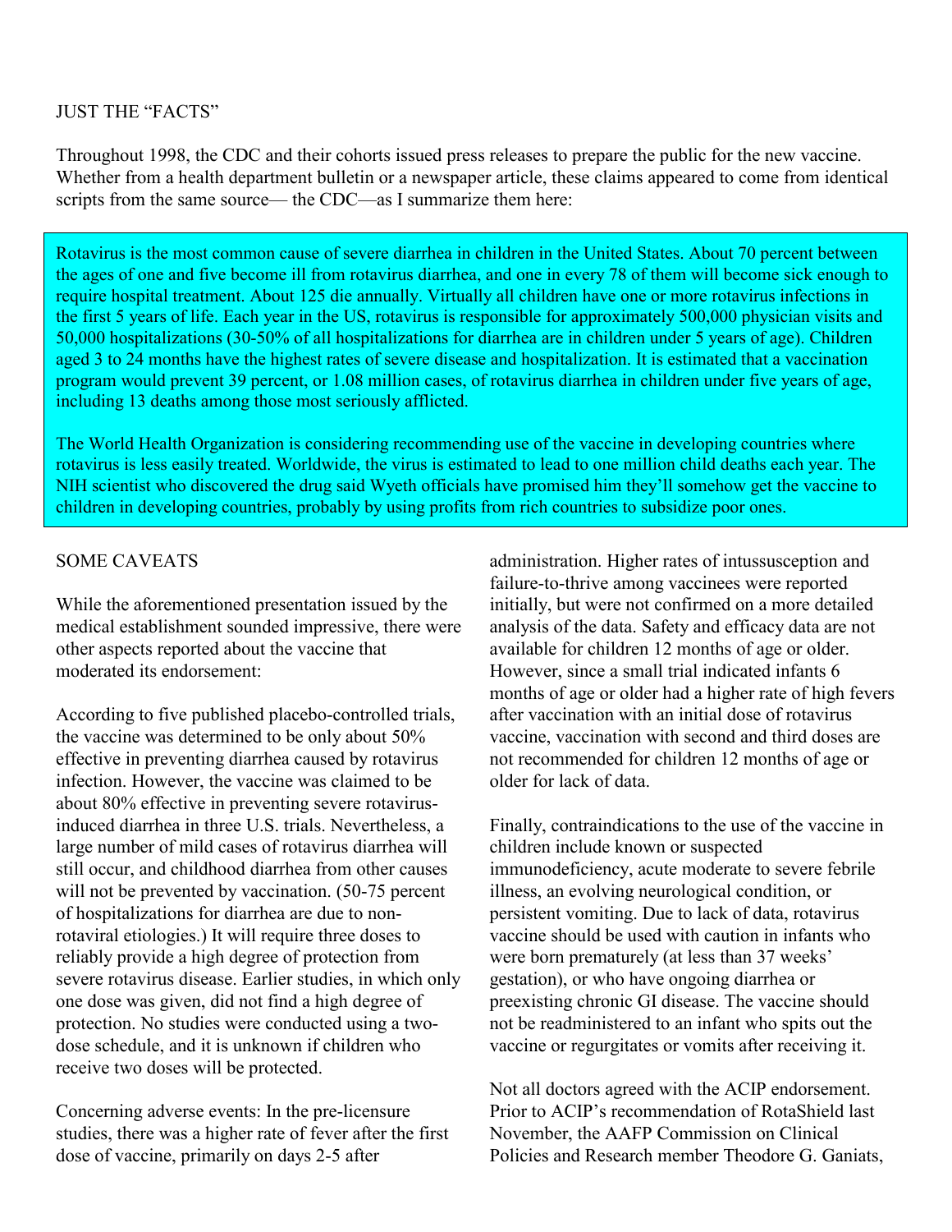JUST THE "FACTS"

Throughout 1998, the CDC and their cohorts issued press releases to prepare the public for the new vaccine. Whether from a health department bulletin or a newspaper article, these claims appeared to come from identical scripts from the same source— the CDC—as I summarize them here:

> Rotavirus is the most common cause of severe diarrhea in children in the United States. About 70 percent between the ages of one and five become ill from rotavirus diarrhea, and one in every 78 of them will become sick enough to require hospital treatment. About 125 die annually. Virtually all children have one or more rotavirus infections in the first 5 years of life. Each year in the US, rotavirus is responsible for approximately 500,000 physician visits and 50,000 hospitalizations (30-50% of all hospitalizations for diarrhea are in children under 5 years of age). Children aged 3 to 24 months have the highest rates of severe disease and hospitalization. It is estimated that a vaccination program would prevent 39 percent, or 1.08 million cases, of rotavirus diarrhea in children under five years of age, including 13 deaths among those most seriously afflicted.
>
> The World Health Organization is considering recommending use of the vaccine in developing countries where rotavirus is less easily treated. Worldwide, the virus is estimated to lead to one million child deaths each year. The NIH scientist who discovered the drug said Wyeth officials have promised him they'll somehow get the vaccine to children in developing countries, probably by using profits from rich countries to subsidize poor ones.

SOME CAVEATS

While the aforementioned presentation issued by the medical establishment sounded impressive, there were other aspects reported about the vaccine that moderated its endorsement:

According to five published placebo-controlled trials, the vaccine was determined to be only about 50% effective in preventing diarrhea caused by rotavirus infection. However, the vaccine was claimed to be about 80% effective in preventing severe rotavirus-induced diarrhea in three U.S. trials. Nevertheless, a large number of mild cases of rotavirus diarrhea will still occur, and childhood diarrhea from other causes will not be prevented by vaccination. (50-75 percent of hospitalizations for diarrhea are due to non-rotaviral etiologies.) It will require three doses to reliably provide a high degree of protection from severe rotavirus disease. Earlier studies, in which only one dose was given, did not find a high degree of protection. No studies were conducted using a two-dose schedule, and it is unknown if children who receive two doses will be protected.

Concerning adverse events: In the pre-licensure studies, there was a higher rate of fever after the first dose of vaccine, primarily on days 2-5 after administration. Higher rates of intussusception and failure-to-thrive among vaccinees were reported initially, but were not confirmed on a more detailed analysis of the data. Safety and efficacy data are not available for children 12 months of age or older. However, since a small trial indicated infants 6 months of age or older had a higher rate of high fevers after vaccination with an initial dose of rotavirus vaccine, vaccination with second and third doses are not recommended for children 12 months of age or older for lack of data.

Finally, contraindications to the use of the vaccine in children include known or suspected immunodeficiency, acute moderate to severe febrile illness, an evolving neurological condition, or persistent vomiting. Due to lack of data, rotavirus vaccine should be used with caution in infants who were born prematurely (at less than 37 weeks' gestation), or who have ongoing diarrhea or preexisting chronic GI disease. The vaccine should not be readministered to an infant who spits out the vaccine or regurgitates or vomits after receiving it.

Not all doctors agreed with the ACIP endorsement. Prior to ACIP's recommendation of RotaShield last November, the AAFP Commission on Clinical Policies and Research member Theodore G. Ganiats,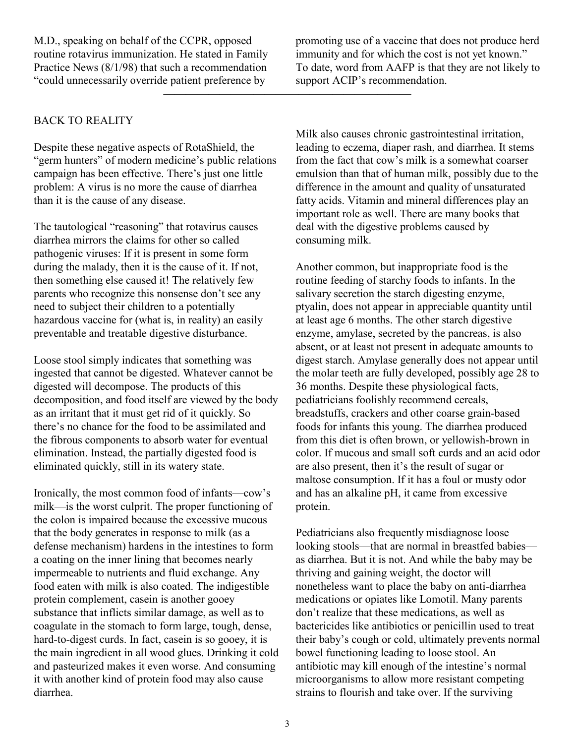M.D., speaking on behalf of the CCPR, opposed routine rotavirus immunization. He stated in Family Practice News (8/1/98) that such a recommendation "could unnecessarily override patient preference by promoting use of a vaccine that does not produce herd immunity and for which the cost is not yet known." To date, word from AAFP is that they are not likely to support ACIP's recommendation.

---

## BACK TO REALITY

Despite these negative aspects of RotaShield, the "germ hunters" of modern medicine's public relations campaign has been effective. There's just one little problem: A virus is no more the cause of diarrhea than it is the cause of any disease.

The tautological "reasoning" that rotavirus causes diarrhea mirrors the claims for other so called pathogenic viruses: If it is present in some form during the malady, then it is the cause of it. If not, then something else caused it! The relatively few parents who recognize this nonsense don't see any need to subject their children to a potentially hazardous vaccine for (what is, in reality) an easily preventable and treatable digestive disturbance.

Loose stool simply indicates that something was ingested that cannot be digested. Whatever cannot be digested will decompose. The products of this decomposition, and food itself are viewed by the body as an irritant that it must get rid of it quickly. So there's no chance for the food to be assimilated and the fibrous components to absorb water for eventual elimination. Instead, the partially digested food is eliminated quickly, still in its watery state.

Ironically, the most common food of infants—cow's milk—is the worst culprit. The proper functioning of the colon is impaired because the excessive mucous that the body generates in response to milk (as a defense mechanism) hardens in the intestines to form a coating on the inner lining that becomes nearly impermeable to nutrients and fluid exchange. Any food eaten with milk is also coated. The indigestible protein complement, casein is another gooey substance that inflicts similar damage, as well as to coagulate in the stomach to form large, tough, dense, hard-to-digest curds. In fact, casein is so gooey, it is the main ingredient in all wood glues. Drinking it cold and pasteurized makes it even worse. And consuming it with another kind of protein food may also cause diarrhea.

Milk also causes chronic gastrointestinal irritation, leading to eczema, diaper rash, and diarrhea. It stems from the fact that cow's milk is a somewhat coarser emulsion than that of human milk, possibly due to the difference in the amount and quality of unsaturated fatty acids. Vitamin and mineral differences play an important role as well. There are many books that deal with the digestive problems caused by consuming milk.

Another common, but inappropriate food is the routine feeding of starchy foods to infants. In the salivary secretion the starch digesting enzyme, ptyalin, does not appear in appreciable quantity until at least age 6 months. The other starch digestive enzyme, amylase, secreted by the pancreas, is also absent, or at least not present in adequate amounts to digest starch. Amylase generally does not appear until the molar teeth are fully developed, possibly age 28 to 36 months. Despite these physiological facts, pediatricians foolishly recommend cereals, breadstuffs, crackers and other coarse grain-based foods for infants this young. The diarrhea produced from this diet is often brown, or yellowish-brown in color. If mucous and small soft curds and an acid odor are also present, then it's the result of sugar or maltose consumption. If it has a foul or musty odor and has an alkaline pH, it came from excessive protein.

Pediatricians also frequently misdiagnose loose looking stools—that are normal in breastfed babies—as diarrhea. But it is not. And while the baby may be thriving and gaining weight, the doctor will nonetheless want to place the baby on anti-diarrhea medications or opiates like Lomotil. Many parents don't realize that these medications, as well as bactericides like antibiotics or penicillin used to treat their baby's cough or cold, ultimately prevents normal bowel functioning leading to loose stool. An antibiotic may kill enough of the intestine's normal microorganisms to allow more resistant competing strains to flourish and take over. If the surviving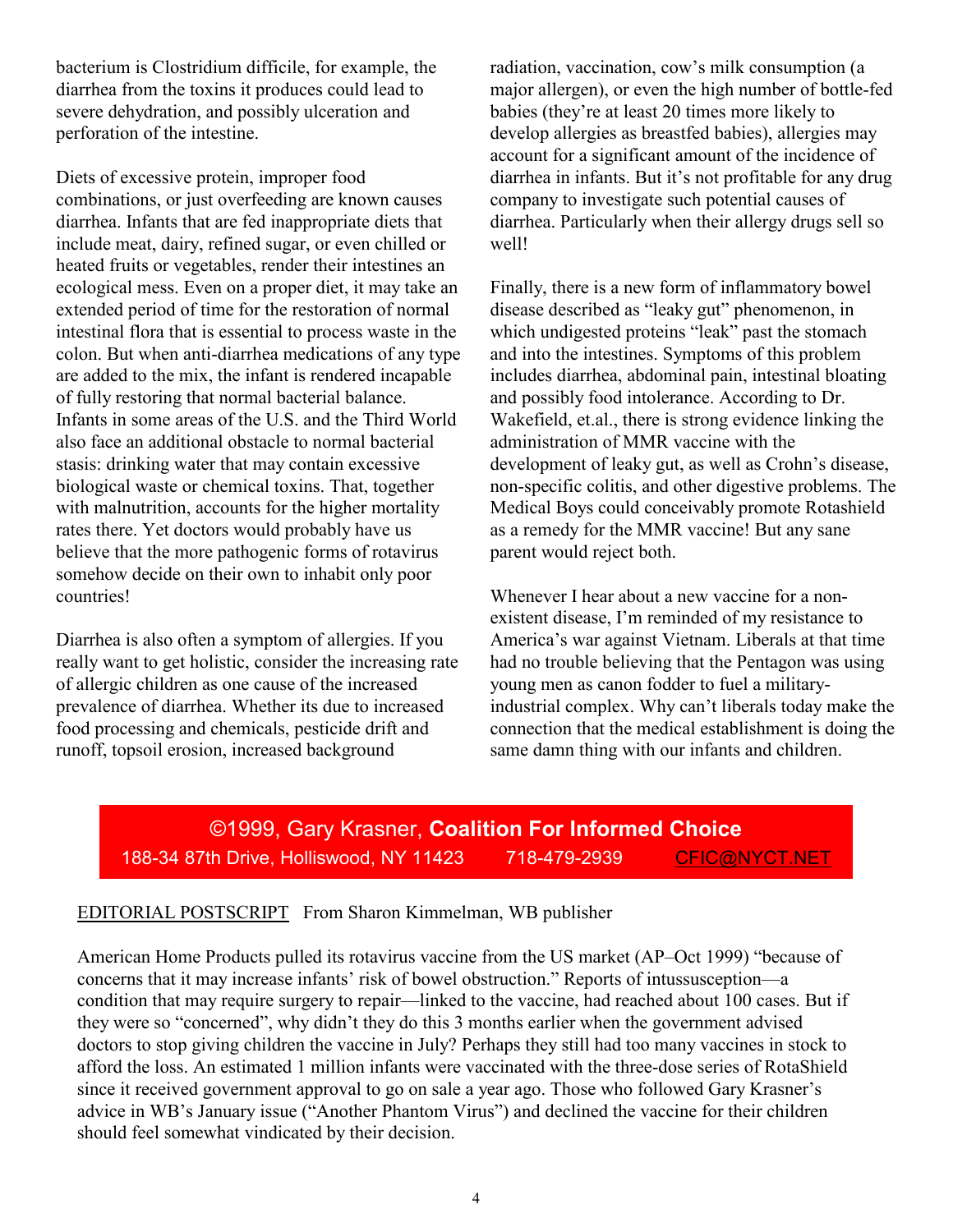bacterium is Clostridium difficile, for example, the diarrhea from the toxins it produces could lead to severe dehydration, and possibly ulceration and perforation of the intestine.

Diets of excessive protein, improper food combinations, or just overfeeding are known causes diarrhea. Infants that are fed inappropriate diets that include meat, dairy, refined sugar, or even chilled or heated fruits or vegetables, render their intestines an ecological mess. Even on a proper diet, it may take an extended period of time for the restoration of normal intestinal flora that is essential to process waste in the colon. But when anti-diarrhea medications of any type are added to the mix, the infant is rendered incapable of fully restoring that normal bacterial balance. Infants in some areas of the U.S. and the Third World also face an additional obstacle to normal bacterial stasis: drinking water that may contain excessive biological waste or chemical toxins. That, together with malnutrition, accounts for the higher mortality rates there. Yet doctors would probably have us believe that the more pathogenic forms of rotavirus somehow decide on their own to inhabit only poor countries!

Diarrhea is also often a symptom of allergies. If you really want to get holistic, consider the increasing rate of allergic children as one cause of the increased prevalence of diarrhea. Whether its due to increased food processing and chemicals, pesticide drift and runoff, topsoil erosion, increased background radiation, vaccination, cow's milk consumption (a major allergen), or even the high number of bottle-fed babies (they're at least 20 times more likely to develop allergies as breastfed babies), allergies may account for a significant amount of the incidence of diarrhea in infants. But it's not profitable for any drug company to investigate such potential causes of diarrhea. Particularly when their allergy drugs sell so well!

Finally, there is a new form of inflammatory bowel disease described as "leaky gut" phenomenon, in which undigested proteins "leak" past the stomach and into the intestines. Symptoms of this problem includes diarrhea, abdominal pain, intestinal bloating and possibly food intolerance. According to Dr. Wakefield, et.al., there is strong evidence linking the administration of MMR vaccine with the development of leaky gut, as well as Crohn's disease, non-specific colitis, and other digestive problems. The Medical Boys could conceivably promote Rotashield as a remedy for the MMR vaccine! But any sane parent would reject both.

Whenever I hear about a new vaccine for a non-existent disease, I'm reminded of my resistance to America's war against Vietnam. Liberals at that time had no trouble believing that the Pentagon was using young men as canon fodder to fuel a military-industrial complex. Why can't liberals today make the connection that the medical establishment is doing the same damn thing with our infants and children.

©1999, Gary Krasner, **Coalition For Informed Choice**
188-34 87th Drive, Holliswood, NY 11423 718-479-2939 CFIC@NYCT.NET

EDITORIAL POSTSCRIPT From Sharon Kimmelman, WB publisher

American Home Products pulled its rotavirus vaccine from the US market (AP–Oct 1999) "because of concerns that it may increase infants' risk of bowel obstruction." Reports of intussusception—a condition that may require surgery to repair—linked to the vaccine, had reached about 100 cases. But if they were so "concerned", why didn't they do this 3 months earlier when the government advised doctors to stop giving children the vaccine in July? Perhaps they still had too many vaccines in stock to afford the loss. An estimated 1 million infants were vaccinated with the three-dose series of RotaShield since it received government approval to go on sale a year ago. Those who followed Gary Krasner's advice in WB's January issue ("Another Phantom Virus") and declined the vaccine for their children should feel somewhat vindicated by their decision.